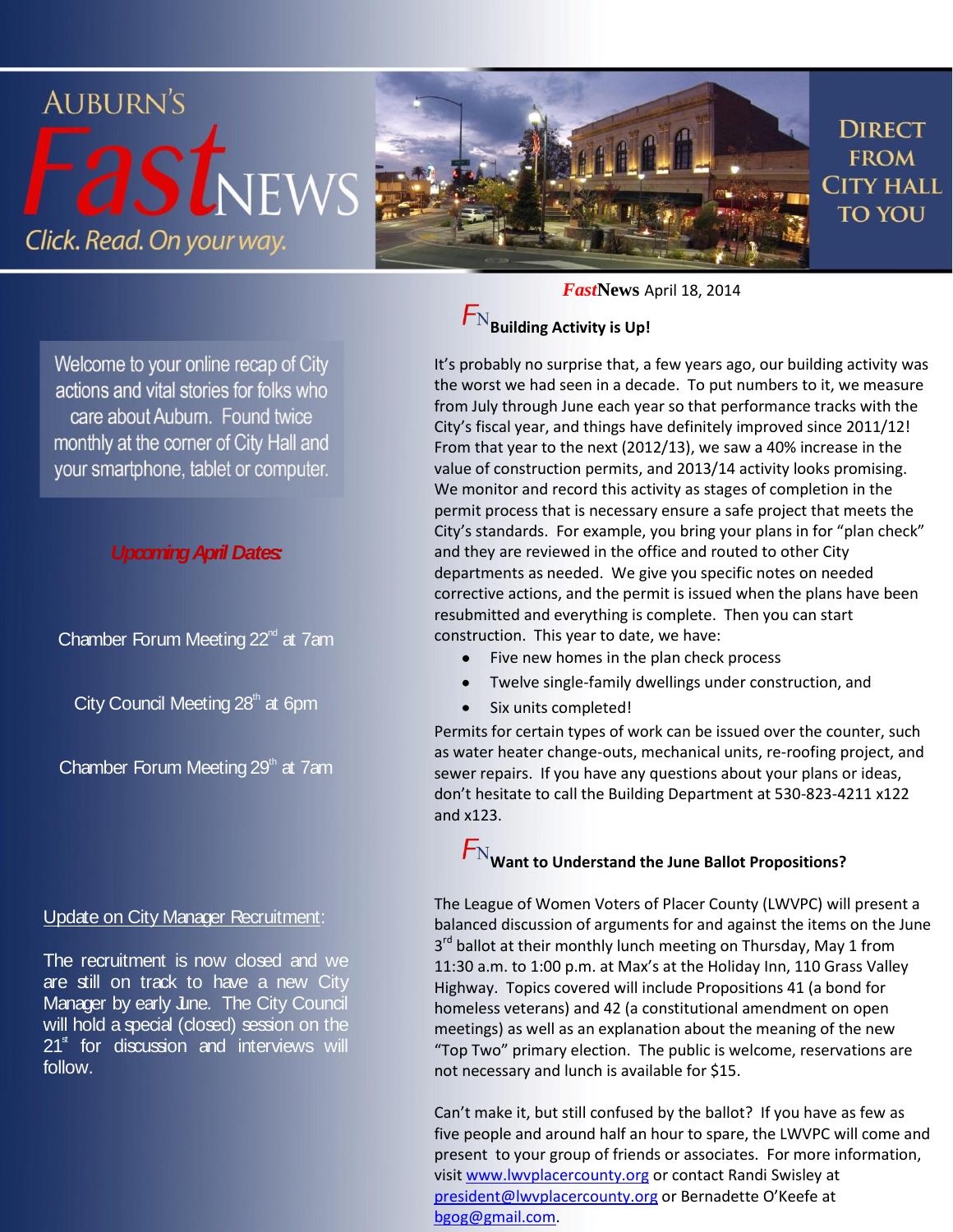# AUBURN'S FastNEWS

*Click. Read. On your way.*

DIRECT FROM CITY HALL TO YOU

Welcome to your online recap of City actions and vital stories for folks who care about Auburn. Found twice monthly at the corner of City Hall and your smartphone, tablet or computer.

***Upcoming April Dates:***

Chamber Forum Meeting 22nd at 7am

City Council Meeting 28th at 6pm

Chamber Forum Meeting 29th at 7am

Update on City Manager Recruitment:

The recruitment is now closed and we are still on track to have a new City Manager by early June. The City Council will hold a special (closed) session on the 21st for discussion and interviews will follow.

***Fast*News** April 18, 2014

## FN Building Activity is Up!

It's probably no surprise that, a few years ago, our building activity was the worst we had seen in a decade. To put numbers to it, we measure from July through June each year so that performance tracks with the City's fiscal year, and things have definitely improved since 2011/12! From that year to the next (2012/13), we saw a 40% increase in the value of construction permits, and 2013/14 activity looks promising. We monitor and record this activity as stages of completion in the permit process that is necessary ensure a safe project that meets the City's standards. For example, you bring your plans in for "plan check" and they are reviewed in the office and routed to other City departments as needed. We give you specific notes on needed corrective actions, and the permit is issued when the plans have been resubmitted and everything is complete. Then you can start construction. This year to date, we have:

- Five new homes in the plan check process
- Twelve single-family dwellings under construction, and
- Six units completed!

Permits for certain types of work can be issued over the counter, such as water heater change-outs, mechanical units, re-roofing project, and sewer repairs. If you have any questions about your plans or ideas, don't hesitate to call the Building Department at 530-823-4211 x122 and x123.

## FN Want to Understand the June Ballot Propositions?

The League of Women Voters of Placer County (LWVPC) will present a balanced discussion of arguments for and against the items on the June 3rd ballot at their monthly lunch meeting on Thursday, May 1 from 11:30 a.m. to 1:00 p.m. at Max's at the Holiday Inn, 110 Grass Valley Highway. Topics covered will include Propositions 41 (a bond for homeless veterans) and 42 (a constitutional amendment on open meetings) as well as an explanation about the meaning of the new "Top Two" primary election. The public is welcome, reservations are not necessary and lunch is available for $15.

Can't make it, but still confused by the ballot? If you have as few as five people and around half an hour to spare, the LWVPC will come and present to your group of friends or associates. For more information, visit www.lwvplacercounty.org or contact Randi Swisley at president@lwvplacercounty.org or Bernadette O'Keefe at bgog@gmail.com.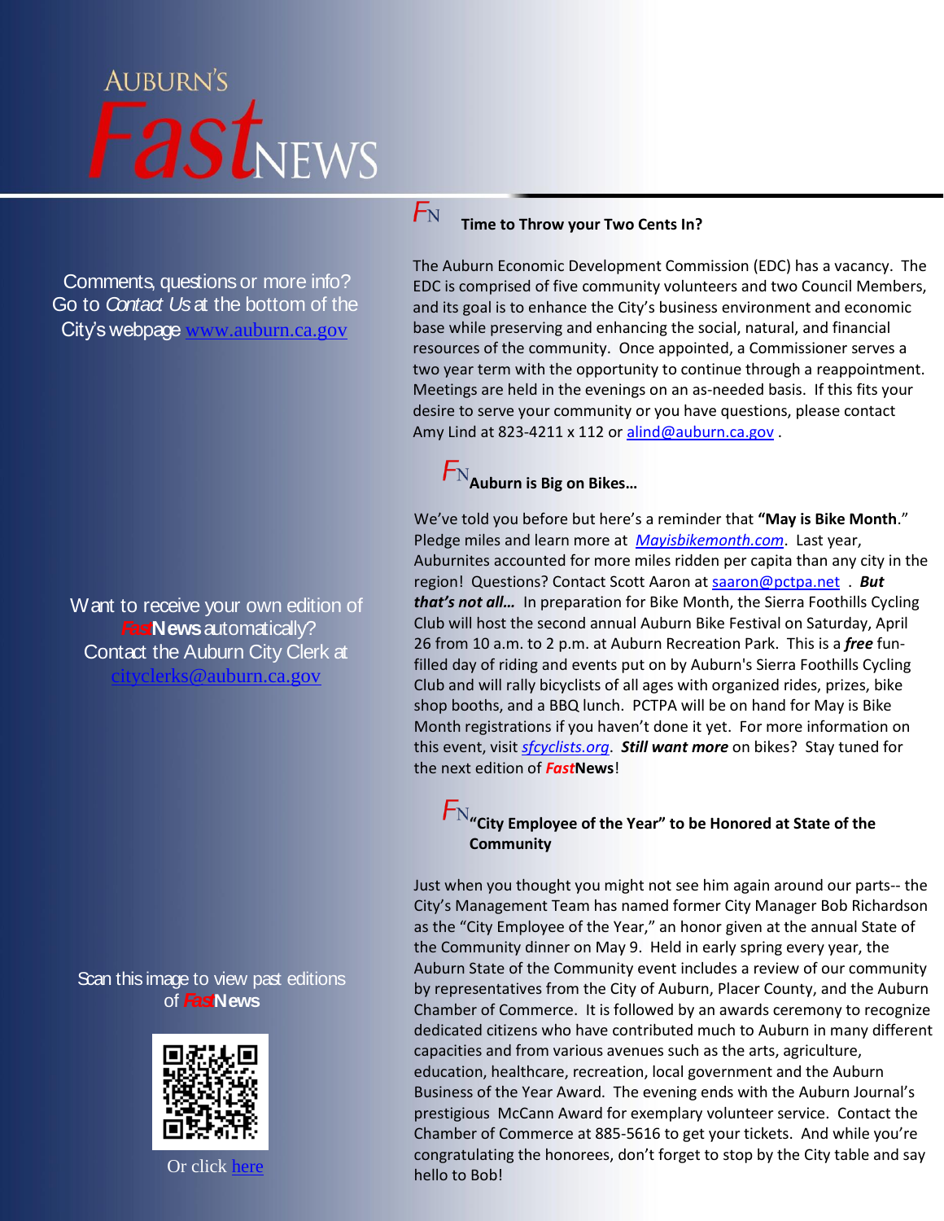# AUBURN'S *Fast*NEWS

Comments, questions or more info? Go to *Contact Us* at the bottom of the City's webpage www.auburn.ca.gov

Want to receive your own edition of ***Fast*News** automatically? Contact the Auburn City Clerk at cityclerks@auburn.ca.gov

Scan this image to view past editions of ***Fast*News**

Or click here

## FN Time to Throw your Two Cents In?

The Auburn Economic Development Commission (EDC) has a vacancy. The EDC is comprised of five community volunteers and two Council Members, and its goal is to enhance the City's business environment and economic base while preserving and enhancing the social, natural, and financial resources of the community. Once appointed, a Commissioner serves a two year term with the opportunity to continue through a reappointment. Meetings are held in the evenings on an as-needed basis. If this fits your desire to serve your community or you have questions, please contact Amy Lind at 823-4211 x 112 or alind@auburn.ca.gov .

## FN Auburn is Big on Bikes…

We've told you before but here's a reminder that **"May is Bike Month**." Pledge miles and learn more at *Mayisbikemonth.com*. Last year, Auburnites accounted for more miles ridden per capita than any city in the region! Questions? Contact Scott Aaron at saaron@pctpa.net . ***But that's not all…*** In preparation for Bike Month, the Sierra Foothills Cycling Club will host the second annual Auburn Bike Festival on Saturday, April 26 from 10 a.m. to 2 p.m. at Auburn Recreation Park. This is a ***free*** fun-filled day of riding and events put on by Auburn's Sierra Foothills Cycling Club and will rally bicyclists of all ages with organized rides, prizes, bike shop booths, and a BBQ lunch. PCTPA will be on hand for May is Bike Month registrations if you haven't done it yet. For more information on this event, visit *sfcyclists.org*. ***Still want more*** on bikes? Stay tuned for the next edition of ***Fast*News**!

## FN "City Employee of the Year" to be Honored at State of the Community

Just when you thought you might not see him again around our parts-- the City's Management Team has named former City Manager Bob Richardson as the "City Employee of the Year," an honor given at the annual State of the Community dinner on May 9. Held in early spring every year, the Auburn State of the Community event includes a review of our community by representatives from the City of Auburn, Placer County, and the Auburn Chamber of Commerce. It is followed by an awards ceremony to recognize dedicated citizens who have contributed much to Auburn in many different capacities and from various avenues such as the arts, agriculture, education, healthcare, recreation, local government and the Auburn Business of the Year Award. The evening ends with the Auburn Journal's prestigious McCann Award for exemplary volunteer service. Contact the Chamber of Commerce at 885-5616 to get your tickets. And while you're congratulating the honorees, don't forget to stop by the City table and say hello to Bob!